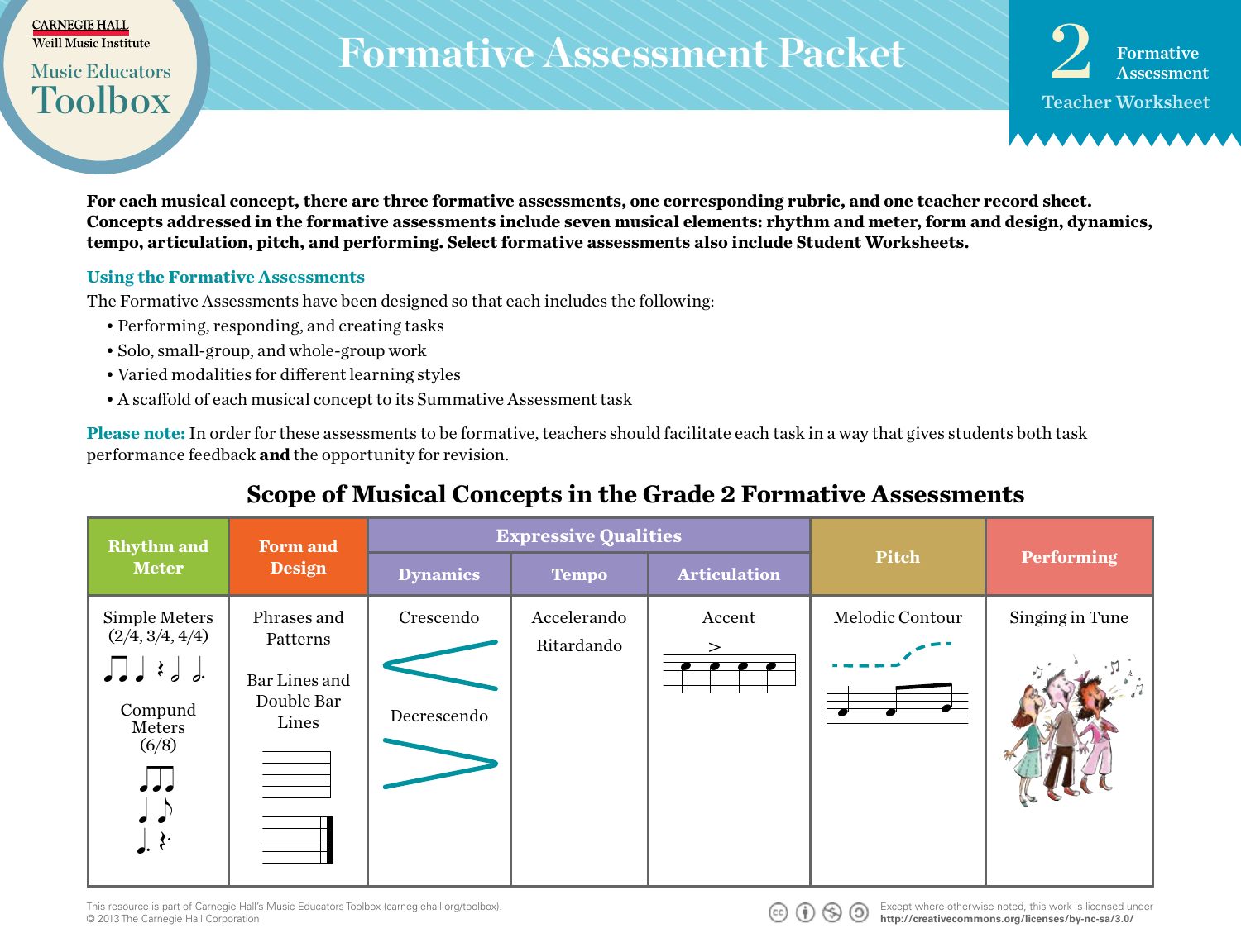# Formative Assessment Packet

**2 Formative Assessment — Teacher Worksheet**

**For each musical concept, there are three formative assessments, one corresponding rubric, and one teacher record sheet. Concepts addressed in the formative assessments include seven musical elements: rhythm and meter, form and design, dynamics, tempo, articulation, pitch, and performing. Select formative assessments also include Student Worksheets.**

### Using the Formative Assessments

The Formative Assessments have been designed so that each includes the following:

- Performing, responding, and creating tasks
- Solo, small-group, and whole-group work
- Varied modalities for different learning styles
- A scaffold of each musical concept to its Summative Assessment task

**Please note:** In order for these assessments to be formative, teachers should facilitate each task in a way that gives students both task performance feedback **and** the opportunity for revision.

## Scope of Musical Concepts in the Grade 2 Formative Assessments

| Rhythm and Meter | Form and Design | Expressive Qualities | | | Pitch | Performing |
|---|---|---|---|---|---|---|
| | | Dynamics | Tempo | Articulation | | |
| Simple Meters (2/4, 3/4, 4/4)<br>Compund Meters (6/8) | Phrases and Patterns<br>Bar Lines and Double Bar Lines | Crescendo<br>Decrescendo | Accelerando<br>Ritardando | Accent | Melodic Contour | Singing in Tune |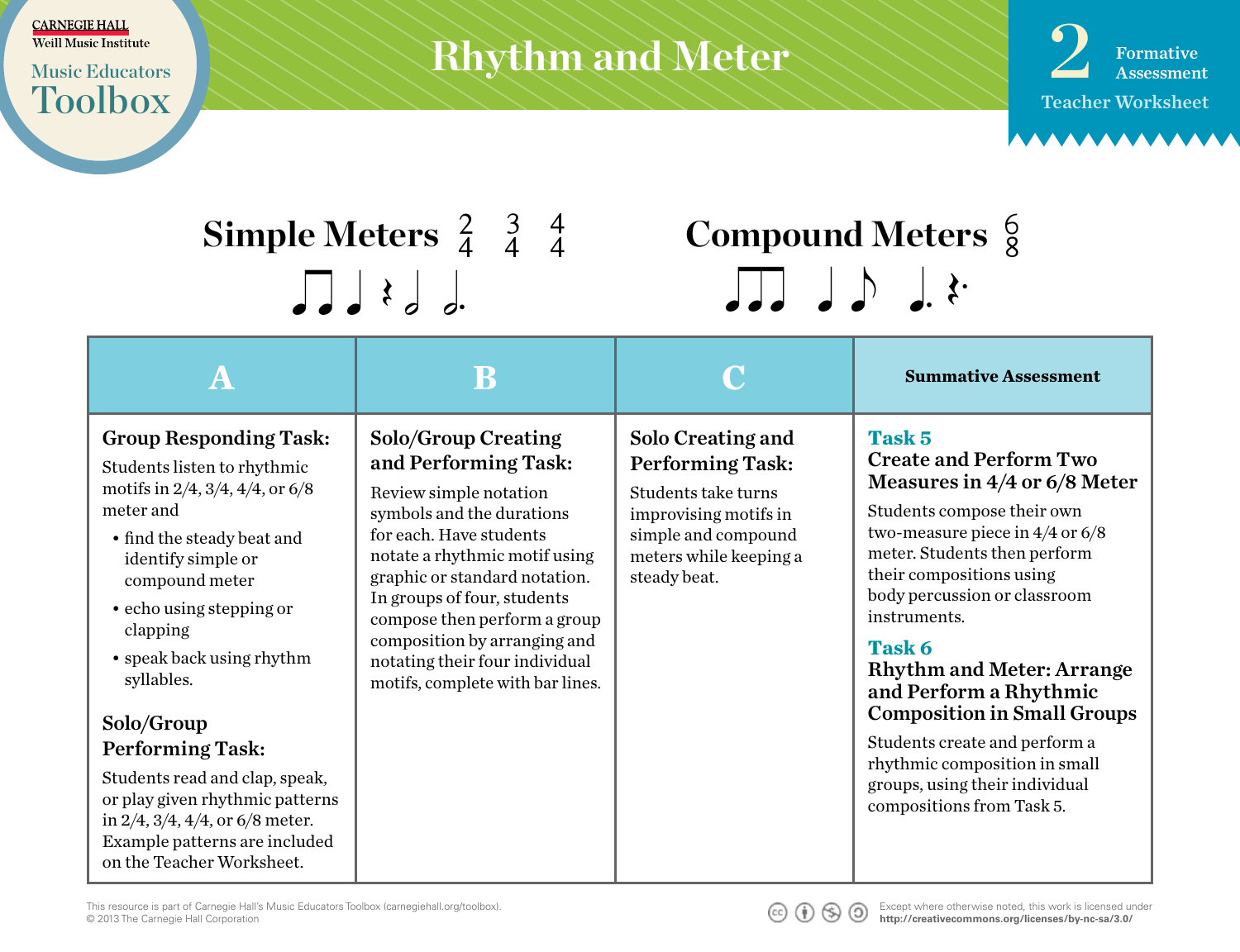Carnegie Hall Weill Music Institute

Music Educators Toolbox

# Rhythm and Meter

2 Formative Assessment

Teacher Worksheet

## Simple Meters 2/4 3/4 4/4

## Compound Meters 6/8

| A | B | C | Summative Assessment |
|---|---|---|---|
| **Group Responding Task:** Students listen to rhythmic motifs in 2/4, 3/4, 4/4, or 6/8 meter and<br>• find the steady beat and identify simple or compound meter<br>• echo using stepping or clapping<br>• speak back using rhythm syllables.<br><br>**Solo/Group Performing Task:** Students read and clap, speak, or play given rhythmic patterns in 2/4, 3/4, 4/4, or 6/8 meter. Example patterns are included on the Teacher Worksheet. | **Solo/Group Creating and Performing Task:** Review simple notation symbols and the durations for each. Have students notate a rhythmic motif using graphic or standard notation. In groups of four, students compose then perform a group composition by arranging and notating their four individual motifs, complete with bar lines. | **Solo Creating and Performing Task:** Students take turns improvising motifs in simple and compound meters while keeping a steady beat. | **Task 5**<br>**Create and Perform Two Measures in 4/4 or 6/8 Meter**<br>Students compose their own two-measure piece in 4/4 or 6/8 meter. Students then perform their compositions using body percussion or classroom instruments.<br><br>**Task 6**<br>**Rhythm and Meter: Arrange and Perform a Rhythmic Composition in Small Groups**<br>Students create and perform a rhythmic composition in small groups, using their individual compositions from Task 5. |

This resource is part of Carnegie Hall's Music Educators Toolbox (carnegiehall.org/toolbox).
© 2013 The Carnegie Hall Corporation

Except where otherwise noted, this work is licensed under http://creativecommons.org/licenses/by-nc-sa/3.0/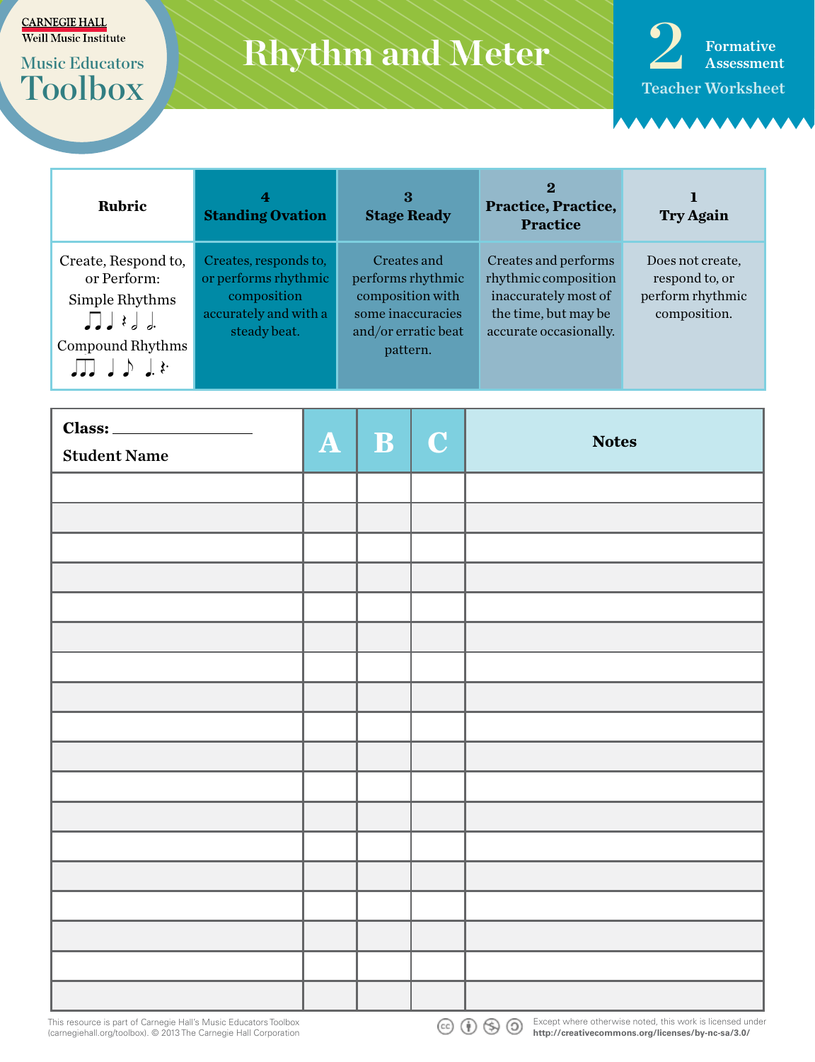Carnegie Hall Weill Music Institute

Music Educators Toolbox

# Rhythm and Meter

2 Formative Assessment

Teacher Worksheet

| Rubric | 4 Standing Ovation | 3 Stage Ready | 2 Practice, Practice, Practice | 1 Try Again |
|---|---|---|---|---|
| Create, Respond to, or Perform: Simple Rhythms ♫♩ 𝄽 𝅗𝅥 𝅗𝅥. Compound Rhythms ♩♩♩ ♩♪ ♩. 𝄽. | Creates, responds to, or performs rhythmic composition accurately and with a steady beat. | Creates and performs rhythmic composition with some inaccuracies and/or erratic beat pattern. | Creates and performs rhythmic composition inaccurately most of the time, but may be accurate occasionally. | Does not create, respond to, or perform rhythmic composition. |

| Class: ____________ Student Name | A | B | C | Notes |
|---|---|---|---|---|
| | | | | |
| | | | | |
| | | | | |
| | | | | |
| | | | | |
| | | | | |
| | | | | |
| | | | | |
| | | | | |
| | | | | |
| | | | | |
| | | | | |
| | | | | |
| | | | | |
| | | | | |
| | | | | |
| | | | | |
| | | | | |

This resource is part of Carnegie Hall's Music Educators Toolbox (carnegiehall.org/toolbox). © 2013 The Carnegie Hall Corporation

Except where otherwise noted, this work is licensed under http://creativecommons.org/licenses/by-nc-sa/3.0/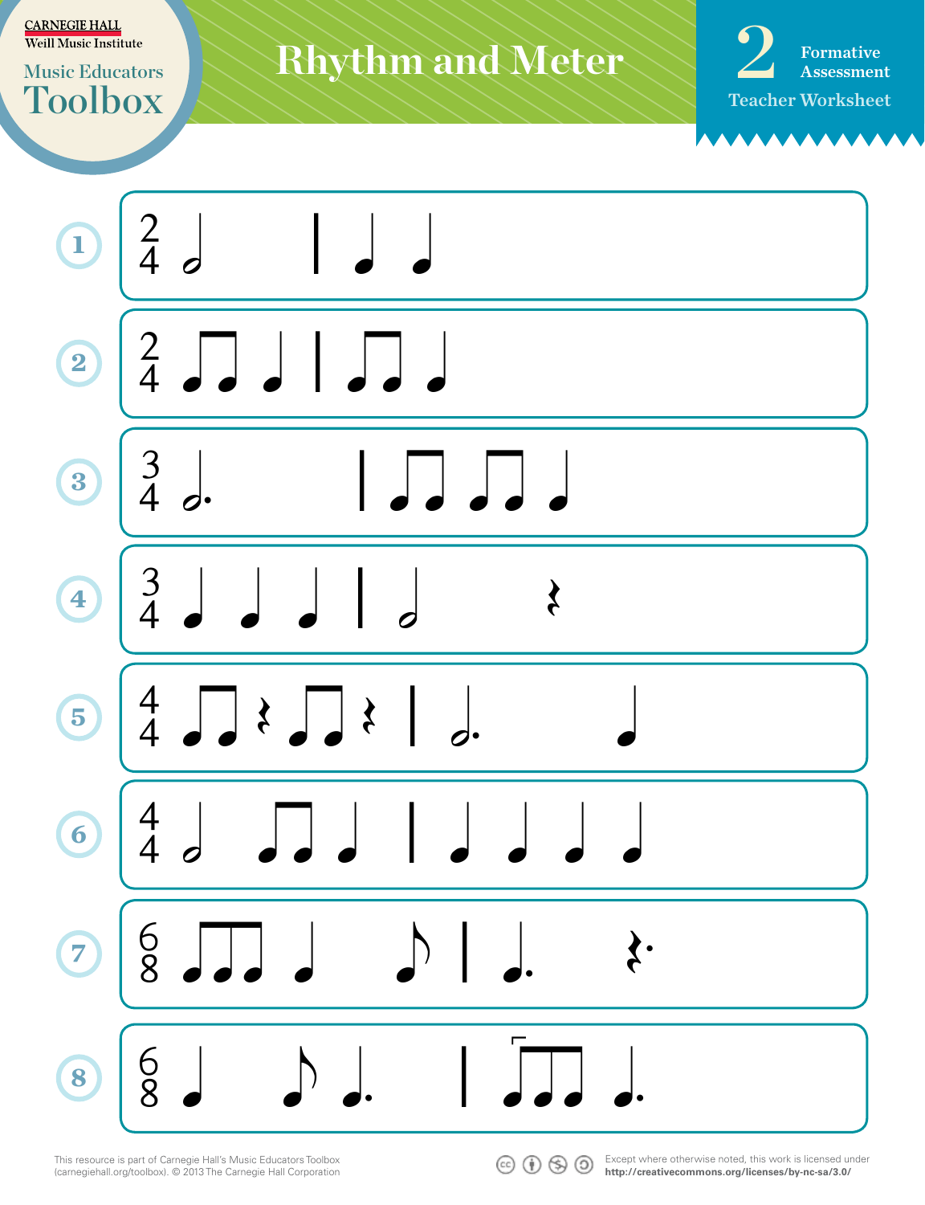CARNEGIE HALL
Weill Music Institute

Music Educators
Toolbox

# Rhythm and Meter

2 Formative Assessment

Teacher Worksheet

1

2

3

4

5

6

7

8

This resource is part of Carnegie Hall's Music Educators Toolbox (carnegiehall.org/toolbox). © 2013 The Carnegie Hall Corporation

Except where otherwise noted, this work is licensed under http://creativecommons.org/licenses/by-nc-sa/3.0/